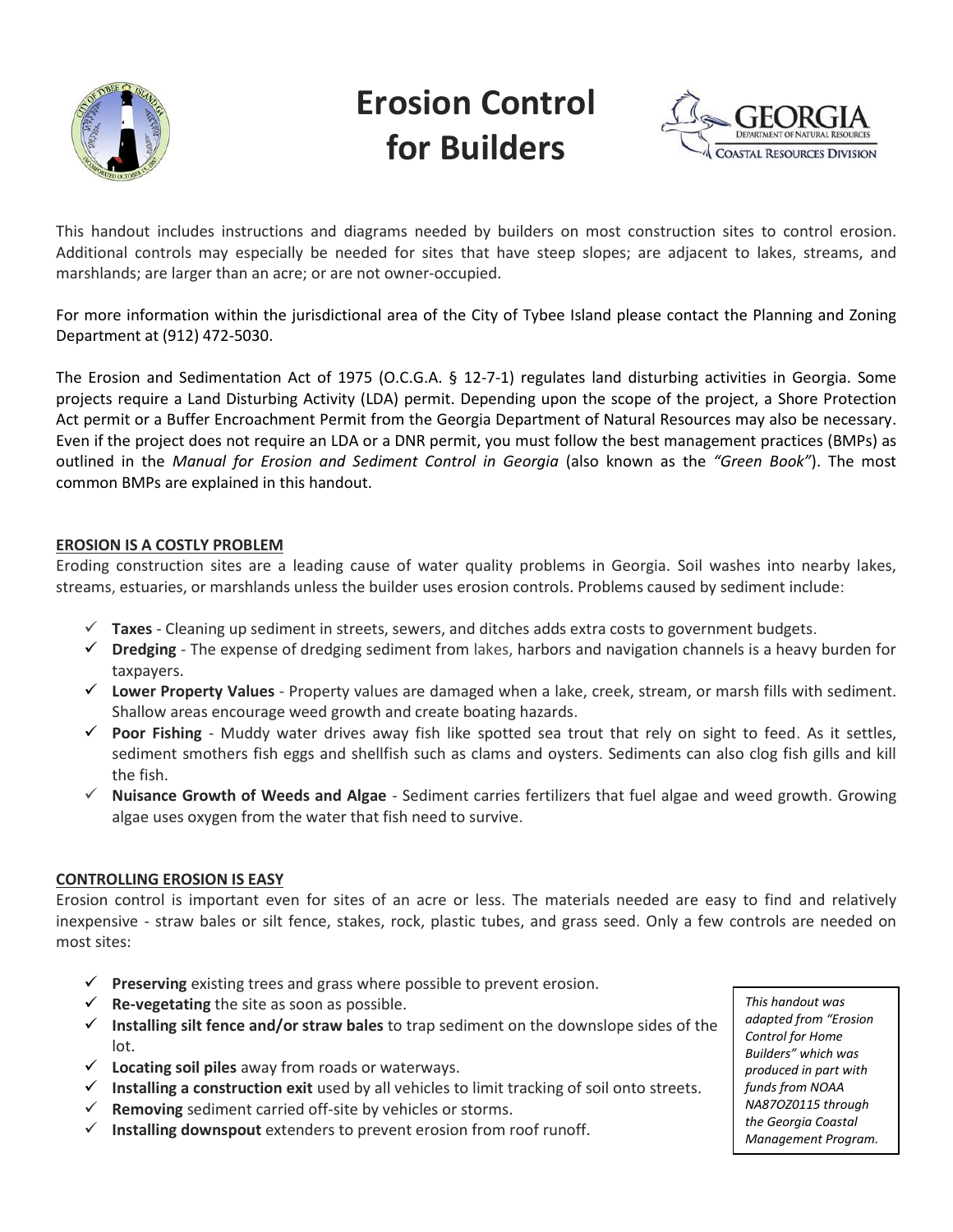# Erosion Control for Builders

This handout includes instructions and diagrams needed by builders on most construction sites to control erosion. Additional controls may especially be needed for sites that have steep slopes; are adjacent to lakes, streams, and marshlands; are larger than an acre; or are not owner-occupied.

For more information within the jurisdictional area of the City of Tybee Island please contact the Planning and Zoning Department at (912) 472-5030.

The Erosion and Sedimentation Act of 1975 (O.C.G.A. § 12-7-1) regulates land disturbing activities in Georgia. Some projects require a Land Disturbing Activity (LDA) permit. Depending upon the scope of the project, a Shore Protection Act permit or a Buffer Encroachment Permit from the Georgia Department of Natural Resources may also be necessary. Even if the project does not require an LDA or a DNR permit, you must follow the best management practices (BMPs) as outlined in the *Manual for Erosion and Sediment Control in Georgia* (also known as the *"Green Book"*). The most common BMPs are explained in this handout.

## EROSION IS A COSTLY PROBLEM

Eroding construction sites are a leading cause of water quality problems in Georgia. Soil washes into nearby lakes, streams, estuaries, or marshlands unless the builder uses erosion controls. Problems caused by sediment include:

- ✓ **Taxes** - Cleaning up sediment in streets, sewers, and ditches adds extra costs to government budgets.
- ✓ **Dredging** - The expense of dredging sediment from lakes, harbors and navigation channels is a heavy burden for taxpayers.
- ✓ **Lower Property Values** - Property values are damaged when a lake, creek, stream, or marsh fills with sediment. Shallow areas encourage weed growth and create boating hazards.
- ✓ **Poor Fishing** - Muddy water drives away fish like spotted sea trout that rely on sight to feed. As it settles, sediment smothers fish eggs and shellfish such as clams and oysters. Sediments can also clog fish gills and kill the fish.
- ✓ **Nuisance Growth of Weeds and Algae** - Sediment carries fertilizers that fuel algae and weed growth. Growing algae uses oxygen from the water that fish need to survive.

## CONTROLLING EROSION IS EASY

Erosion control is important even for sites of an acre or less. The materials needed are easy to find and relatively inexpensive - straw bales or silt fence, stakes, rock, plastic tubes, and grass seed. Only a few controls are needed on most sites:

- ✓ **Preserving** existing trees and grass where possible to prevent erosion.
- ✓ **Re-vegetating** the site as soon as possible.
- ✓ **Installing silt fence and/or straw bales** to trap sediment on the downslope sides of the lot.
- ✓ **Locating soil piles** away from roads or waterways.
- ✓ **Installing a construction exit** used by all vehicles to limit tracking of soil onto streets.
- ✓ **Removing** sediment carried off-site by vehicles or storms.
- ✓ **Installing downspout** extenders to prevent erosion from roof runoff.

*This handout was adapted from "Erosion Control for Home Builders" which was produced in part with funds from NOAA NA87OZ0115 through the Georgia Coastal Management Program.*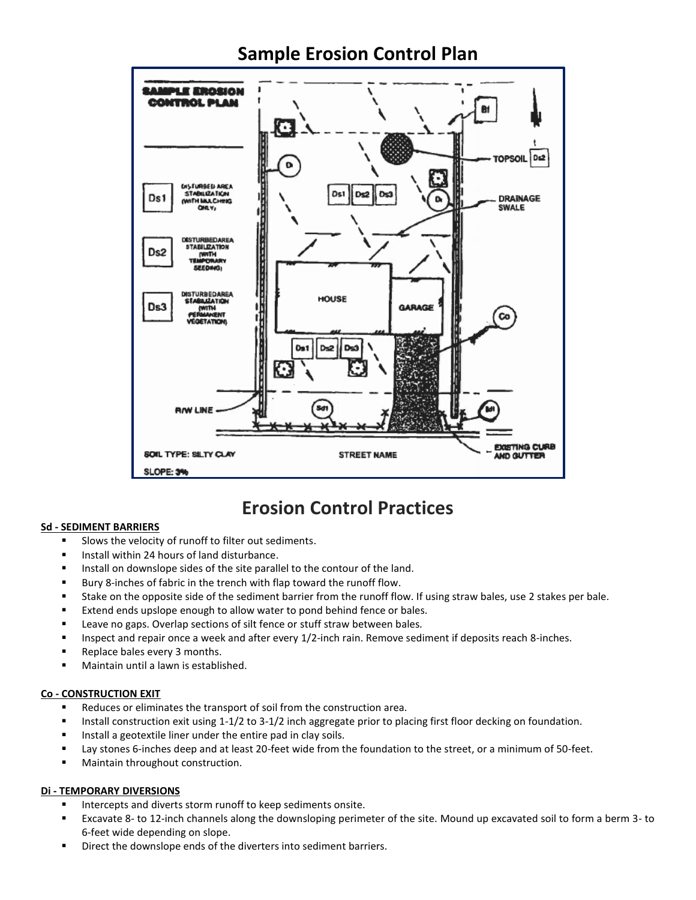# Sample Erosion Control Plan

SAMPLE EROSION CONTROL PLAN

Ds1 DISTURBED AREA STABILIZATION (WITH MULCHING ONLY)

Ds2 DISTURBED AREA STABILIZATION (WITH TEMPORARY SEEDING)

Ds3 DISTURBED AREA STABILIZATION (WITH PERMANENT VEGETATION)

Bt

TOPSOIL Ds2

Di

Ds1 Ds2 Ds3

DRAINAGE SWALE

HOUSE

GARAGE

Co

Ds1 Ds2 Ds3

R/W LINE

Sd1

Sd1

EXISTING CURB AND GUTTER

SOIL TYPE: SILTY CLAY

STREET NAME

SLOPE: 3%

# Erosion Control Practices

**Sd - SEDIMENT BARRIERS**

- Slows the velocity of runoff to filter out sediments.
- Install within 24 hours of land disturbance.
- Install on downslope sides of the site parallel to the contour of the land.
- Bury 8-inches of fabric in the trench with flap toward the runoff flow.
- Stake on the opposite side of the sediment barrier from the runoff flow. If using straw bales, use 2 stakes per bale.
- Extend ends upslope enough to allow water to pond behind fence or bales.
- Leave no gaps. Overlap sections of silt fence or stuff straw between bales.
- Inspect and repair once a week and after every 1/2-inch rain. Remove sediment if deposits reach 8-inches.
- Replace bales every 3 months.
- Maintain until a lawn is established.

**Co - CONSTRUCTION EXIT**

- Reduces or eliminates the transport of soil from the construction area.
- Install construction exit using 1-1/2 to 3-1/2 inch aggregate prior to placing first floor decking on foundation.
- Install a geotextile liner under the entire pad in clay soils.
- Lay stones 6-inches deep and at least 20-feet wide from the foundation to the street, or a minimum of 50-feet.
- Maintain throughout construction.

**Di - TEMPORARY DIVERSIONS**

- Intercepts and diverts storm runoff to keep sediments onsite.
- Excavate 8- to 12-inch channels along the downsloping perimeter of the site. Mound up excavated soil to form a berm 3- to 6-feet wide depending on slope.
- Direct the downslope ends of the diverters into sediment barriers.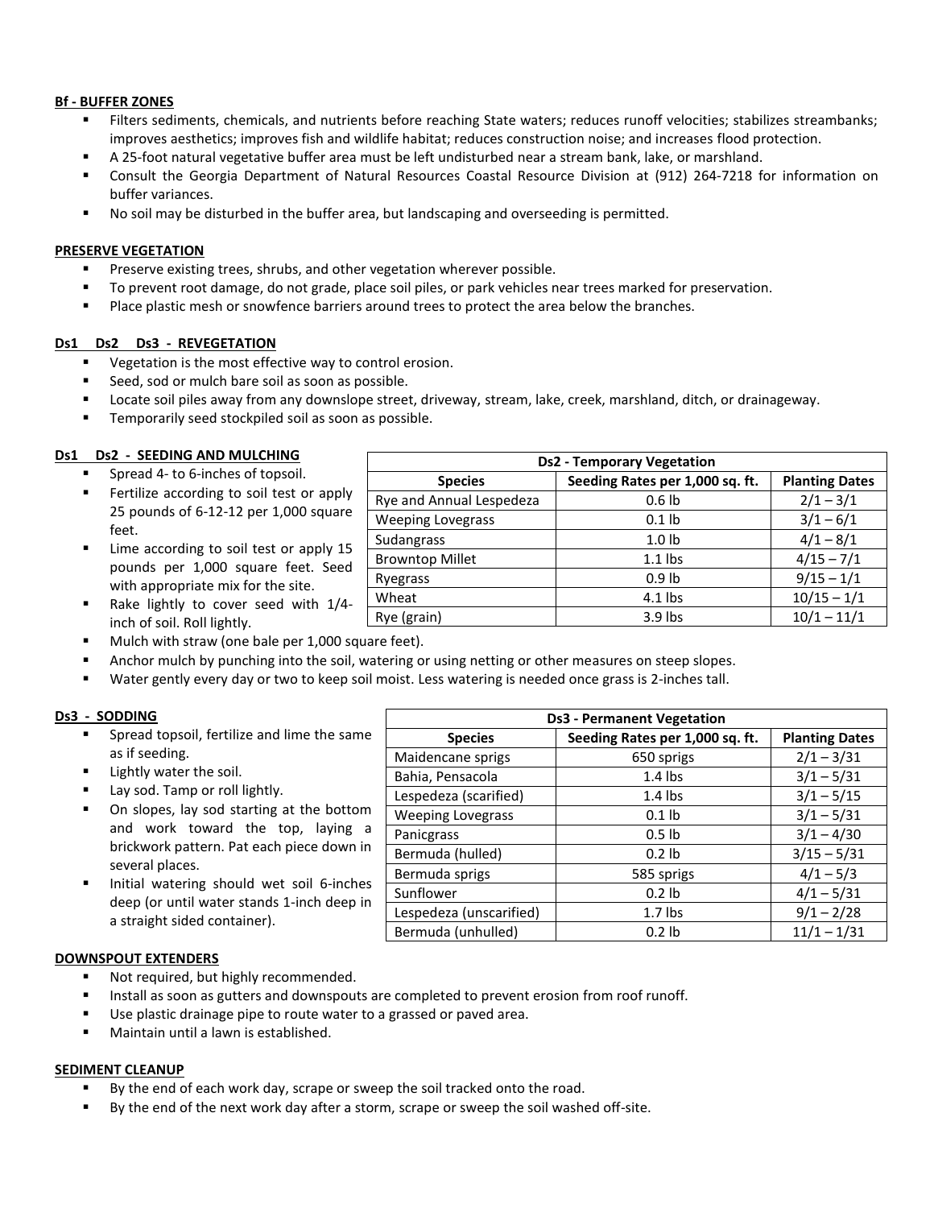**Bf - BUFFER ZONES**

- Filters sediments, chemicals, and nutrients before reaching State waters; reduces runoff velocities; stabilizes streambanks; improves aesthetics; improves fish and wildlife habitat; reduces construction noise; and increases flood protection.
- A 25-foot natural vegetative buffer area must be left undisturbed near a stream bank, lake, or marshland.
- Consult the Georgia Department of Natural Resources Coastal Resource Division at (912) 264-7218 for information on buffer variances.
- No soil may be disturbed in the buffer area, but landscaping and overseeding is permitted.

**PRESERVE VEGETATION**

- Preserve existing trees, shrubs, and other vegetation wherever possible.
- To prevent root damage, do not grade, place soil piles, or park vehicles near trees marked for preservation.
- Place plastic mesh or snowfence barriers around trees to protect the area below the branches.

**Ds1 Ds2 Ds3 - REVEGETATION**

- Vegetation is the most effective way to control erosion.
- Seed, sod or mulch bare soil as soon as possible.
- Locate soil piles away from any downslope street, driveway, stream, lake, creek, marshland, ditch, or drainageway.
- Temporarily seed stockpiled soil as soon as possible.

**Ds1 Ds2 - SEEDING AND MULCHING**

- Spread 4- to 6-inches of topsoil.
- Fertilize according to soil test or apply 25 pounds of 6-12-12 per 1,000 square feet.
- Lime according to soil test or apply 15 pounds per 1,000 square feet. Seed with appropriate mix for the site.
- Rake lightly to cover seed with 1/4-inch of soil. Roll lightly.
- Mulch with straw (one bale per 1,000 square feet).
- Anchor mulch by punching into the soil, watering or using netting or other measures on steep slopes.
- Water gently every day or two to keep soil moist. Less watering is needed once grass is 2-inches tall.

| Ds2 - Temporary Vegetation | | |
|---|---|---|
| **Species** | **Seeding Rates per 1,000 sq. ft.** | **Planting Dates** |
| Rye and Annual Lespedeza | 0.6 lb | 2/1 – 3/1 |
| Weeping Lovegrass | 0.1 lb | 3/1 – 6/1 |
| Sudangrass | 1.0 lb | 4/1 – 8/1 |
| Browntop Millet | 1.1 lbs | 4/15 – 7/1 |
| Ryegrass | 0.9 lb | 9/15 – 1/1 |
| Wheat | 4.1 lbs | 10/15 – 1/1 |
| Rye (grain) | 3.9 lbs | 10/1 – 11/1 |

**Ds3 - SODDING**

- Spread topsoil, fertilize and lime the same as if seeding.
- Lightly water the soil.
- Lay sod. Tamp or roll lightly.
- On slopes, lay sod starting at the bottom and work toward the top, laying a brickwork pattern. Pat each piece down in several places.
- Initial watering should wet soil 6-inches deep (or until water stands 1-inch deep in a straight sided container).

| Ds3 - Permanent Vegetation | | |
|---|---|---|
| **Species** | **Seeding Rates per 1,000 sq. ft.** | **Planting Dates** |
| Maidencane sprigs | 650 sprigs | 2/1 – 3/31 |
| Bahia, Pensacola | 1.4 lbs | 3/1 – 5/31 |
| Lespedeza (scarified) | 1.4 lbs | 3/1 – 5/15 |
| Weeping Lovegrass | 0.1 lb | 3/1 – 5/31 |
| Panicgrass | 0.5 lb | 3/1 – 4/30 |
| Bermuda (hulled) | 0.2 lb | 3/15 – 5/31 |
| Bermuda sprigs | 585 sprigs | 4/1 – 5/3 |
| Sunflower | 0.2 lb | 4/1 – 5/31 |
| Lespedeza (unscarified) | 1.7 lbs | 9/1 – 2/28 |
| Bermuda (unhulled) | 0.2 lb | 11/1 – 1/31 |

**DOWNSPOUT EXTENDERS**

- Not required, but highly recommended.
- Install as soon as gutters and downspouts are completed to prevent erosion from roof runoff.
- Use plastic drainage pipe to route water to a grassed or paved area.
- Maintain until a lawn is established.

**SEDIMENT CLEANUP**

- By the end of each work day, scrape or sweep the soil tracked onto the road.
- By the end of the next work day after a storm, scrape or sweep the soil washed off-site.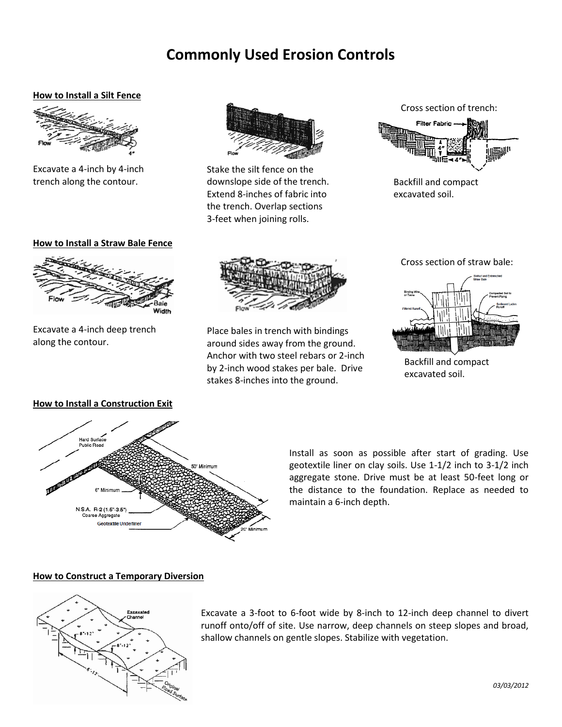# Commonly Used Erosion Controls

## How to Install a Silt Fence

Excavate a 4-inch by 4-inch trench along the contour.

Stake the silt fence on the downslope side of the trench. Extend 8-inches of fabric into the trench. Overlap sections 3-feet when joining rolls.

Cross section of trench:

Backfill and compact excavated soil.

## How to Install a Straw Bale Fence

Excavate a 4-inch deep trench along the contour.

Place bales in trench with bindings around sides away from the ground. Anchor with two steel rebars or 2-inch by 2-inch wood stakes per bale. Drive stakes 8-inches into the ground.

Cross section of straw bale:

Backfill and compact excavated soil.

## How to Install a Construction Exit

Install as soon as possible after start of grading. Use geotextile liner on clay soils. Use 1-1/2 inch to 3-1/2 inch aggregate stone. Drive must be at least 50-feet long or the distance to the foundation. Replace as needed to maintain a 6-inch depth.

## How to Construct a Temporary Diversion

Excavate a 3-foot to 6-foot wide by 8-inch to 12-inch deep channel to divert runoff onto/off of site. Use narrow, deep channels on steep slopes and broad, shallow channels on gentle slopes. Stabilize with vegetation.

*03/03/2012*